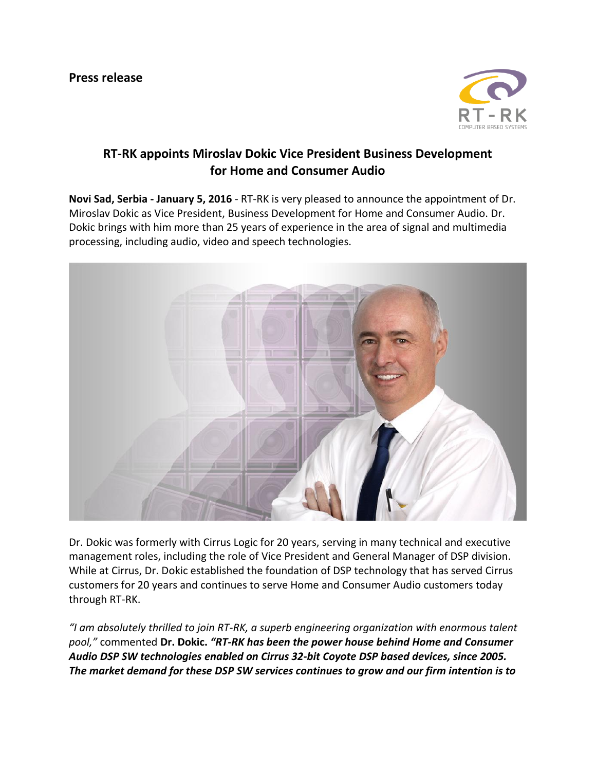**Press release**

## RT-RK appoints Miroslav Dokic Vice President Business Development for Home and Consumer Audio

**Novi Sad, Serbia - January 5, 2016** - RT-RK is very pleased to announce the appointment of Dr. Miroslav Dokic as Vice President, Business Development for Home and Consumer Audio. Dr. Dokic brings with him more than 25 years of experience in the area of signal and multimedia processing, including audio, video and speech technologies.

Dr. Dokic was formerly with Cirrus Logic for 20 years, serving in many technical and executive management roles, including the role of Vice President and General Manager of DSP division. While at Cirrus, Dr. Dokic established the foundation of DSP technology that has served Cirrus customers for 20 years and continues to serve Home and Consumer Audio customers today through RT-RK.

*"I am absolutely thrilled to join RT-RK, a superb engineering organization with enormous talent pool,"* commented **Dr. Dokic.** ***"RT-RK has been the power house behind Home and Consumer Audio DSP SW technologies enabled on Cirrus 32-bit Coyote DSP based devices, since 2005. The market demand for these DSP SW services continues to grow and our firm intention is to***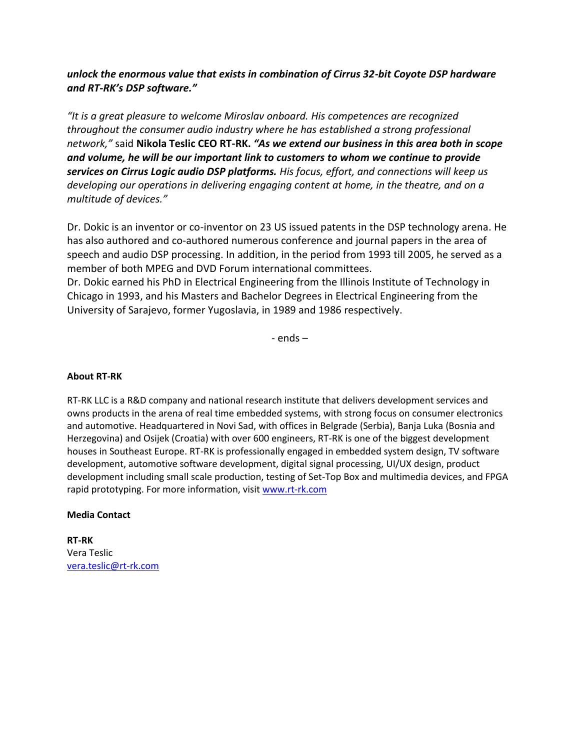***unlock the enormous value that exists in combination of Cirrus 32-bit Coyote DSP hardware and RT-RK's DSP software."***

*"It is a great pleasure to welcome Miroslav onboard. His competences are recognized throughout the consumer audio industry where he has established a strong professional network,"* said **Nikola Teslic CEO RT-RK.** ***"As we extend our business in this area both in scope and volume, he will be our important link to customers to whom we continue to provide services on Cirrus Logic audio DSP platforms.*** *His focus, effort, and connections will keep us developing our operations in delivering engaging content at home, in the theatre, and on a multitude of devices."*

Dr. Dokic is an inventor or co-inventor on 23 US issued patents in the DSP technology arena. He has also authored and co-authored numerous conference and journal papers in the area of speech and audio DSP processing. In addition, in the period from 1993 till 2005, he served as a member of both MPEG and DVD Forum international committees.
Dr. Dokic earned his PhD in Electrical Engineering from the Illinois Institute of Technology in Chicago in 1993, and his Masters and Bachelor Degrees in Electrical Engineering from the University of Sarajevo, former Yugoslavia, in 1989 and 1986 respectively.

- ends –

**About RT-RK**

RT-RK LLC is a R&D company and national research institute that delivers development services and owns products in the arena of real time embedded systems, with strong focus on consumer electronics and automotive. Headquartered in Novi Sad, with offices in Belgrade (Serbia), Banja Luka (Bosnia and Herzegovina) and Osijek (Croatia) with over 600 engineers, RT-RK is one of the biggest development houses in Southeast Europe. RT-RK is professionally engaged in embedded system design, TV software development, automotive software development, digital signal processing, UI/UX design, product development including small scale production, testing of Set-Top Box and multimedia devices, and FPGA rapid prototyping. For more information, visit [www.rt-rk.com](http://www.rt-rk.com)

**Media Contact**

**RT-RK**
Vera Teslic
[vera.teslic@rt-rk.com](mailto:vera.teslic@rt-rk.com)